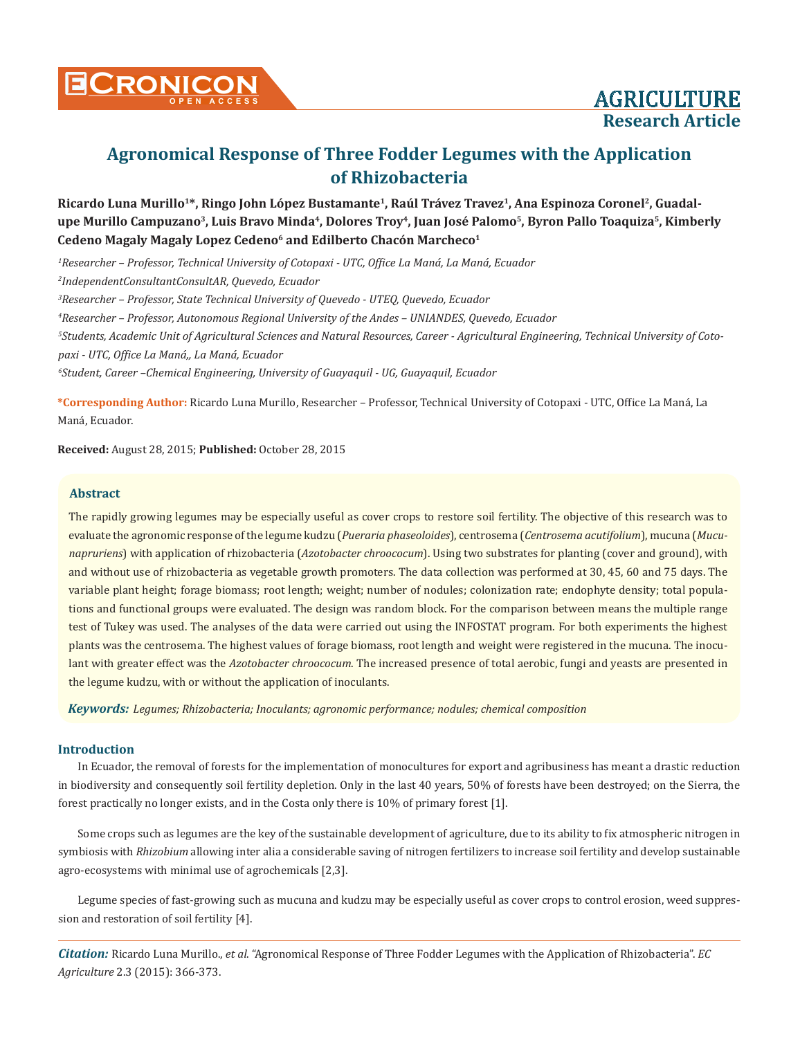# Agronomical Response of Three Fodder Legumes with the Application of Rhizobacteria

**Ricardo Luna Murillo[1]*, Ringo John López Bustamante[1], Raúl Trávez Travez[1], Ana Espinoza Coronel[2], Guadalupe Murillo Campuzano[3], Luis Bravo Minda[4], Dolores Troy[4], Juan José Palomo[5], Byron Pallo Toaquiza[5], Kimberly Cedeno Magaly Magaly Lopez Cedeno[6] and Edilberto Chacón Marcheco[1]**

*[1]Researcher – Professor, Technical University of Cotopaxi - UTC, Office La Maná, La Maná, Ecuador*

*[2]IndependentConsultantConsultAR, Quevedo, Ecuador*

*[3]Researcher – Professor, State Technical University of Quevedo - UTEQ, Quevedo, Ecuador*

*[4]Researcher – Professor, Autonomous Regional University of the Andes – UNIANDES, Quevedo, Ecuador*

*[5]Students, Academic Unit of Agricultural Sciences and Natural Resources, Career - Agricultural Engineering, Technical University of Cotopaxi - UTC, Office La Maná,, La Maná, Ecuador*

*[6]Student, Career –Chemical Engineering, University of Guayaquil - UG, Guayaquil, Ecuador*

**\*Corresponding Author:** Ricardo Luna Murillo, Researcher – Professor, Technical University of Cotopaxi - UTC, Office La Maná, La Maná, Ecuador.

**Received:** August 28, 2015; **Published:** October 28, 2015

## Abstract

The rapidly growing legumes may be especially useful as cover crops to restore soil fertility. The objective of this research was to evaluate the agronomic response of the legume kudzu (*Pueraria phaseoloides*), centrosema (*Centrosema acutifolium*), mucuna (*Mucunapruriens*) with application of rhizobacteria (*Azotobacter chroocočum*). Using two substrates for planting (cover and ground), with and without use of rhizobacteria as vegetable growth promoters. The data collection was performed at 30, 45, 60 and 75 days. The variable plant height; forage biomass; root length; weight; number of nodules; colonization rate; endophyte density; total populations and functional groups were evaluated. The design was random block. For the comparison between means the multiple range test of Tukey was used. The analyses of the data were carried out using the INFOSTAT program. For both experiments the highest plants was the centrosema. The highest values of forage biomass, root length and weight were registered in the mucuna. The inoculant with greater effect was the *Azotobacter chroocočum*. The increased presence of total aerobic, fungi and yeasts are presented in the legume kudzu, with or without the application of inoculants.

***Keywords:*** *Legumes; Rhizobacteria; Inoculants; agronomic performance; nodules; chemical composition*

## Introduction

In Ecuador, the removal of forests for the implementation of monocultures for export and agribusiness has meant a drastic reduction in biodiversity and consequently soil fertility depletion. Only in the last 40 years, 50% of forests have been destroyed; on the Sierra, the forest practically no longer exists, and in the Costa only there is 10% of primary forest [1].

Some crops such as legumes are the key of the sustainable development of agriculture, due to its ability to fix atmospheric nitrogen in symbiosis with *Rhizobium* allowing inter alia a considerable saving of nitrogen fertilizers to increase soil fertility and develop sustainable agro-ecosystems with minimal use of agrochemicals [2,3].

Legume species of fast-growing such as mucuna and kudzu may be especially useful as cover crops to control erosion, weed suppression and restoration of soil fertility [4].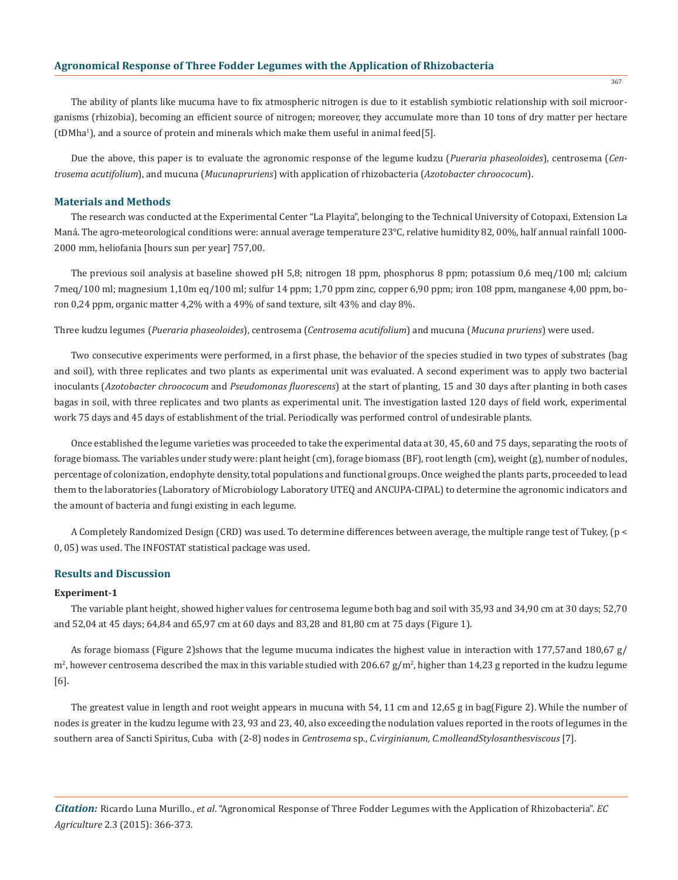The ability of plants like mucuma have to fix atmospheric nitrogen is due to it establish symbiotic relationship with soil microorganisms (rhizobia), becoming an efficient source of nitrogen; moreover, they accumulate more than 10 tons of dry matter per hectare (tDMha[1]), and a source of protein and minerals which make them useful in animal feed[5].

Due the above, this paper is to evaluate the agronomic response of the legume kudzu (*Pueraria phaseoloides*), centrosema (*Centrosema acutifolium*), and mucuna (*Mucunapruriens*) with application of rhizobacteria (*Azotobacter chroococum*).

## Materials and Methods

The research was conducted at the Experimental Center "La Playita", belonging to the Technical University of Cotopaxi, Extension La Maná. The agro-meteorological conditions were: annual average temperature 23°C, relative humidity 82, 00%, half annual rainfall 1000-2000 mm, heliofania [hours sun per year] 757,00.

The previous soil analysis at baseline showed pH 5,8; nitrogen 18 ppm, phosphorus 8 ppm; potassium 0,6 meq/100 ml; calcium 7meq/100 ml; magnesium 1,10m eq/100 ml; sulfur 14 ppm; 1,70 ppm zinc, copper 6,90 ppm; iron 108 ppm, manganese 4,00 ppm, boron 0,24 ppm, organic matter 4,2% with a 49% of sand texture, silt 43% and clay 8%.

Three kudzu legumes (*Pueraria phaseoloides*), centrosema (*Centrosema acutifolium*) and mucuna (*Mucuna pruriens*) were used.

Two consecutive experiments were performed, in a first phase, the behavior of the species studied in two types of substrates (bag and soil), with three replicates and two plants as experimental unit was evaluated. A second experiment was to apply two bacterial inoculants (*Azotobacter chroococum* and *Pseudomonas fluorescens*) at the start of planting, 15 and 30 days after planting in both cases bagas in soil, with three replicates and two plants as experimental unit. The investigation lasted 120 days of field work, experimental work 75 days and 45 days of establishment of the trial. Periodically was performed control of undesirable plants.

Once established the legume varieties was proceeded to take the experimental data at 30, 45, 60 and 75 days, separating the roots of forage biomass. The variables under study were: plant height (cm), forage biomass (BF), root length (cm), weight (g), number of nodules, percentage of colonization, endophyte density, total populations and functional groups. Once weighed the plants parts, proceeded to lead them to the laboratories (Laboratory of Microbiology Laboratory UTEQ and ANCUPA-CIPAL) to determine the agronomic indicators and the amount of bacteria and fungi existing in each legume.

A Completely Randomized Design (CRD) was used. To determine differences between average, the multiple range test of Tukey, ($p < 0, 05$) was used. The INFOSTAT statistical package was used.

## Results and Discussion

### Experiment-1

The variable plant height, showed higher values for centrosema legume both bag and soil with 35,93 and 34,90 cm at 30 days; 52,70 and 52,04 at 45 days; 64,84 and 65,97 cm at 60 days and 83,28 and 81,80 cm at 75 days (Figure 1).

As forage biomass (Figure 2)shows that the legume mucuma indicates the highest value in interaction with 177,57and 180,67 g/m$^2$, however centrosema described the max in this variable studied with 206.67 g/m$^2$, higher than 14,23 g reported in the kudzu legume [6].

The greatest value in length and root weight appears in mucuna with 54, 11 cm and 12,65 g in bag(Figure 2). While the number of nodes is greater in the kudzu legume with 23, 93 and 23, 40, also exceeding the nodulation values reported in the roots of legumes in the southern area of Sancti Spiritus, Cuba with (2-8) nodes in *Centrosema* sp., *C.virginianum, C.molleandStylosanthesviscous* [7].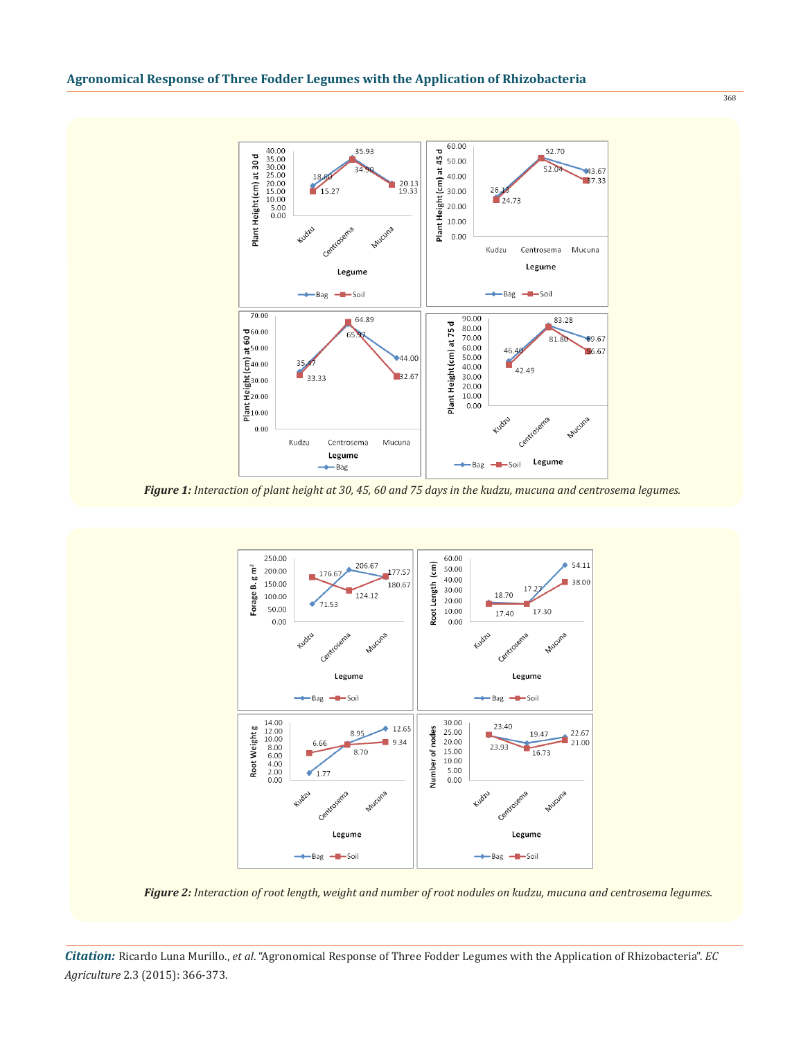*Figure 1: Interaction of plant height at 30, 45, 60 and 75 days in the kudzu, mucuna and centrosema legumes.*

*Figure 2: Interaction of root length, weight and number of root nodules on kudzu, mucuna and centrosema legumes.*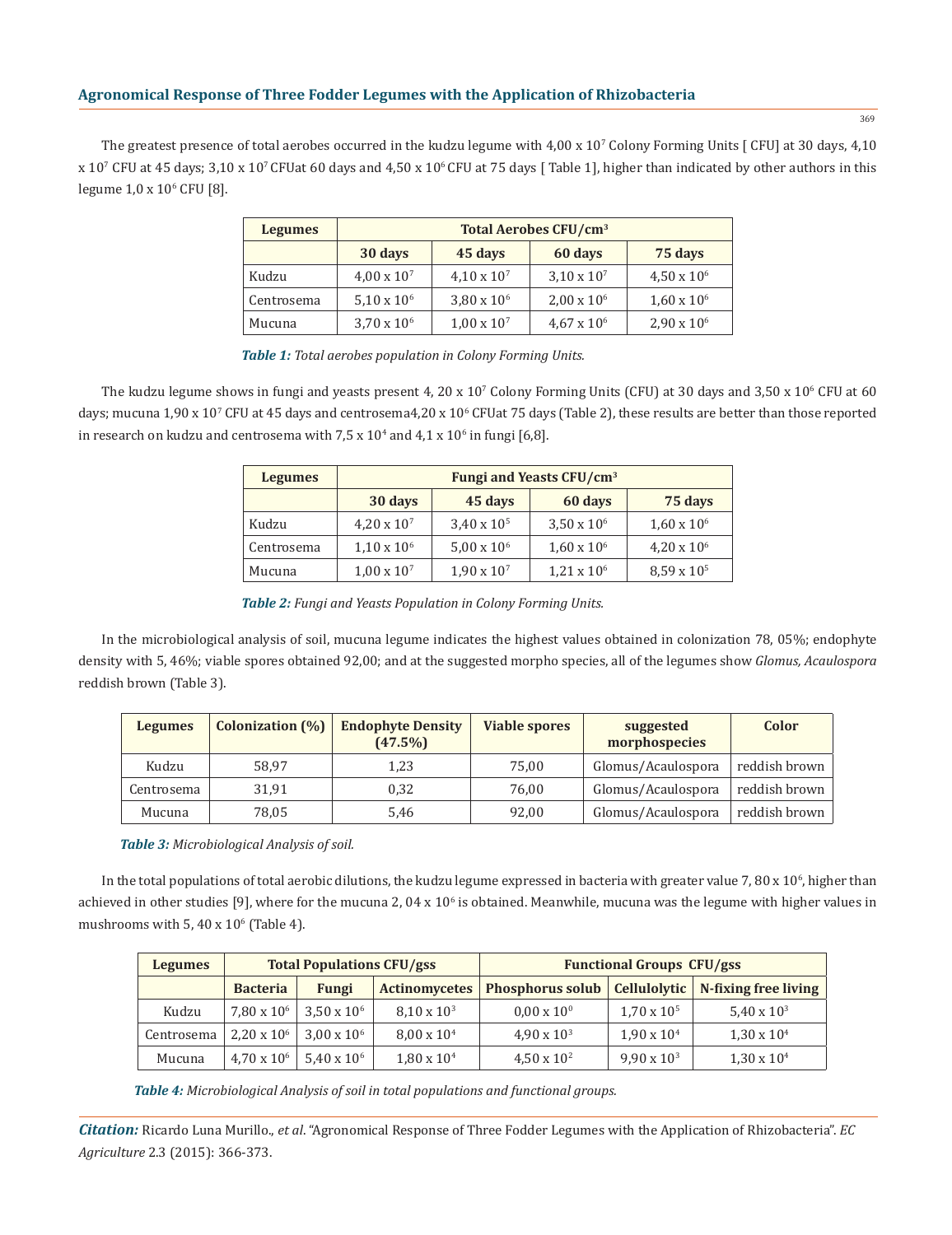The greatest presence of total aerobes occurred in the kudzu legume with 4,00 x $10^7$ Colony Forming Units [ CFU] at 30 days, 4,10 x $10^7$ CFU at 45 days; 3,10 x $10^7$ CFUat 60 days and 4,50 x $10^6$ CFU at 75 days [ Table 1], higher than indicated by other authors in this legume 1,0 x $10^6$ CFU [8].

| Legumes | Total Aerobes CFU/cm³ | | | |
|---|---|---|---|---|
| | 30 days | 45 days | 60 days | 75 days |
| Kudzu | 4,00 x $10^7$ | 4,10 x $10^7$ | 3,10 x $10^7$ | 4,50 x $10^6$ |
| Centrosema | 5,10 x $10^6$ | 3,80 x $10^6$ | 2,00 x $10^6$ | 1,60 x $10^6$ |
| Mucuna | 3,70 x $10^6$ | 1,00 x $10^7$ | 4,67 x $10^6$ | 2,90 x $10^6$ |

***Table 1:** Total aerobes population in Colony Forming Units.*

The kudzu legume shows in fungi and yeasts present 4, 20 x $10^7$ Colony Forming Units (CFU) at 30 days and 3,50 x $10^6$ CFU at 60 days; mucuna 1,90 x $10^7$ CFU at 45 days and centrosema4,20 x $10^6$ CFUat 75 days (Table 2), these results are better than those reported in research on kudzu and centrosema with 7,5 x $10^4$ and 4,1 x $10^6$ in fungi [6,8].

| Legumes | Fungi and Yeasts CFU/cm³ | | | |
|---|---|---|---|---|
| | 30 days | 45 days | 60 days | 75 days |
| Kudzu | 4,20 x $10^7$ | 3,40 x $10^5$ | 3,50 x $10^6$ | 1,60 x $10^6$ |
| Centrosema | 1,10 x $10^6$ | 5,00 x $10^6$ | 1,60 x $10^6$ | 4,20 x $10^6$ |
| Mucuna | 1,00 x $10^7$ | 1,90 x $10^7$ | 1,21 x $10^6$ | 8,59 x $10^5$ |

***Table 2:** Fungi and Yeasts Population in Colony Forming Units.*

In the microbiological analysis of soil, mucuna legume indicates the highest values obtained in colonization 78, 05%; endophyte density with 5, 46%; viable spores obtained 92,00; and at the suggested morpho species, all of the legumes show *Glomus, Acaulospora* reddish brown (Table 3).

| Legumes | Colonization (%) | Endophyte Density (47.5%) | Viable spores | suggested morphospecies | Color |
|---|---|---|---|---|---|
| Kudzu | 58,97 | 1,23 | 75,00 | Glomus/Acaulospora | reddish brown |
| Centrosema | 31,91 | 0,32 | 76,00 | Glomus/Acaulospora | reddish brown |
| Mucuna | 78,05 | 5,46 | 92,00 | Glomus/Acaulospora | reddish brown |

***Table 3:** Microbiological Analysis of soil.*

In the total populations of total aerobic dilutions, the kudzu legume expressed in bacteria with greater value 7, 80 x $10^6$, higher than achieved in other studies [9], where for the mucuna 2, 04 x $10^6$ is obtained. Meanwhile, mucuna was the legume with higher values in mushrooms with 5, 40 x $10^6$ (Table 4).

| Legumes | Total Populations CFU/gss | | | Functional Groups CFU/gss | | |
|---|---|---|---|---|---|---|
| | Bacteria | Fungi | Actinomycetes | Phosphorus solub | Cellulolytic | N-fixing free living |
| Kudzu | 7,80 x $10^6$ | 3,50 x $10^6$ | 8,10 x $10^3$ | 0,00 x $10^0$ | 1,70 x $10^5$ | 5,40 x $10^3$ |
| Centrosema | 2,20 x $10^6$ | 3,00 x $10^6$ | 8,00 x $10^4$ | 4,90 x $10^3$ | 1,90 x $10^4$ | 1,30 x $10^4$ |
| Mucuna | 4,70 x $10^6$ | 5,40 x $10^6$ | 1,80 x $10^4$ | 4,50 x $10^2$ | 9,90 x $10^3$ | 1,30 x $10^4$ |

***Table 4:** Microbiological Analysis of soil in total populations and functional groups.*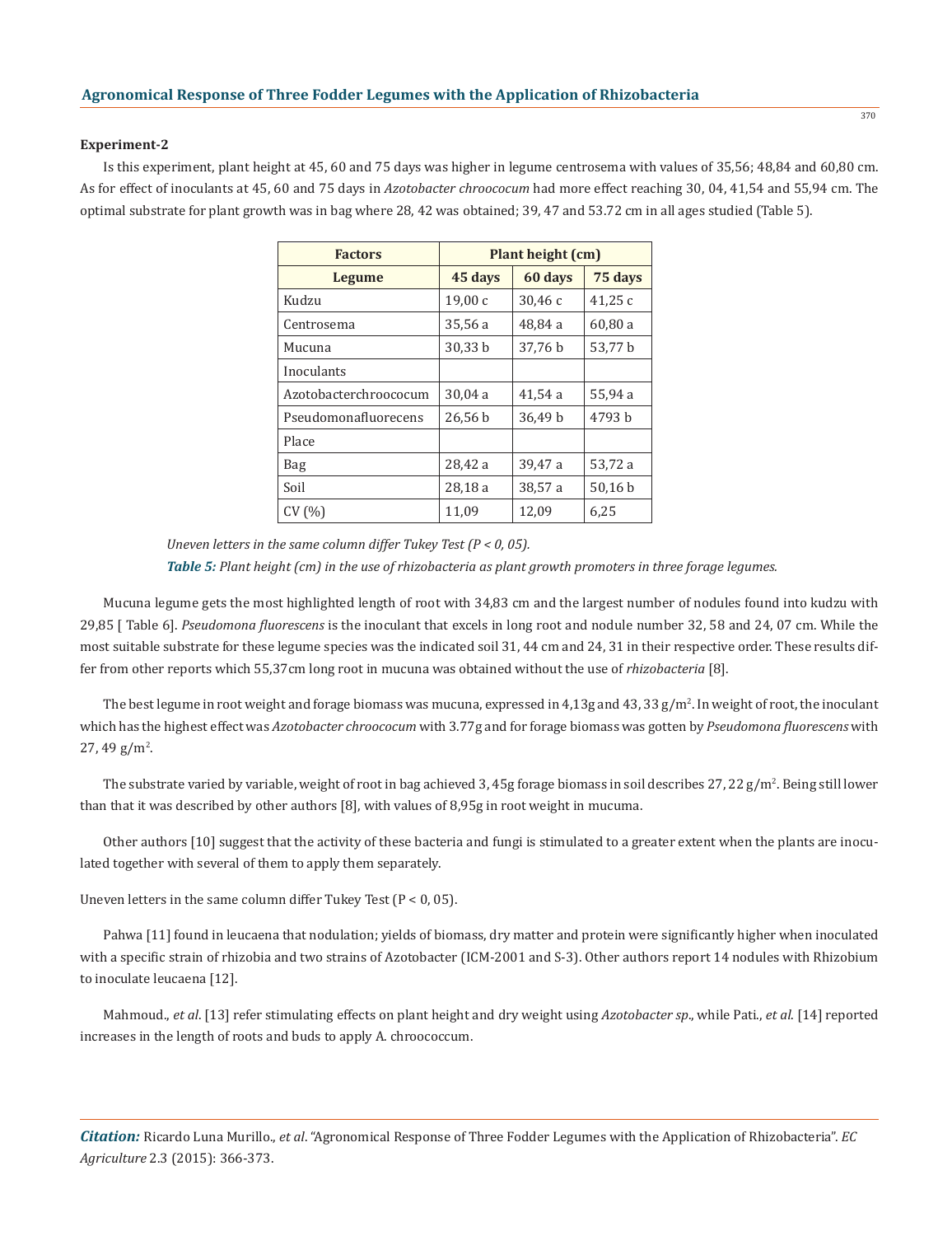**Experiment-2**

Is this experiment, plant height at 45, 60 and 75 days was higher in legume centrosema with values of 35,56; 48,84 and 60,80 cm. As for effect of inoculants at 45, 60 and 75 days in *Azotobacter chroococum* had more effect reaching 30, 04, 41,54 and 55,94 cm. The optimal substrate for plant growth was in bag where 28, 42 was obtained; 39, 47 and 53.72 cm in all ages studied (Table 5).

| Factors | Plant height (cm) | | |
|---|---|---|---|
| Legume | 45 days | 60 days | 75 days |
| Kudzu | 19,00 c | 30,46 c | 41,25 c |
| Centrosema | 35,56 a | 48,84 a | 60,80 a |
| Mucuna | 30,33 b | 37,76 b | 53,77 b |
| Inoculants | | | |
| Azotobacterchroococum | 30,04 a | 41,54 a | 55,94 a |
| Pseudomonafluorecens | 26,56 b | 36,49 b | 4793 b |
| Place | | | |
| Bag | 28,42 a | 39,47 a | 53,72 a |
| Soil | 28,18 a | 38,57 a | 50,16 b |
| CV (%) | 11,09 | 12,09 | 6,25 |

*Uneven letters in the same column differ Tukey Test (P < 0, 05).*

***Table 5:** Plant height (cm) in the use of rhizobacteria as plant growth promoters in three forage legumes.*

Mucuna legume gets the most highlighted length of root with 34,83 cm and the largest number of nodules found into kudzu with 29,85 [ Table 6]. *Pseudomona fluorescens* is the inoculant that excels in long root and nodule number 32, 58 and 24, 07 cm. While the most suitable substrate for these legume species was the indicated soil 31, 44 cm and 24, 31 in their respective order. These results differ from other reports which 55,37cm long root in mucuna was obtained without the use of *rhizobacteria* [8].

The best legume in root weight and forage biomass was mucuna, expressed in 4,13g and 43, 33 g/m$^2$. In weight of root, the inoculant which has the highest effect was *Azotobacter chroococum* with 3.77g and for forage biomass was gotten by *Pseudomona fluorescens* with 27, 49 g/m$^2$.

The substrate varied by variable, weight of root in bag achieved 3, 45g forage biomass in soil describes 27, 22 g/m$^2$. Being still lower than that it was described by other authors [8], with values of 8,95g in root weight in mucuma.

Other authors [10] suggest that the activity of these bacteria and fungi is stimulated to a greater extent when the plants are inoculated together with several of them to apply them separately.

Uneven letters in the same column differ Tukey Test (P < 0, 05).

Pahwa [11] found in leucaena that nodulation; yields of biomass, dry matter and protein were significantly higher when inoculated with a specific strain of rhizobia and two strains of Azotobacter (ICM-2001 and S-3). Other authors report 14 nodules with Rhizobium to inoculate leucaena [12].

Mahmoud., *et al*. [13] refer stimulating effects on plant height and dry weight using *Azotobacter sp*., while Pati., *et al*. [14] reported increases in the length of roots and buds to apply A. chroococcum.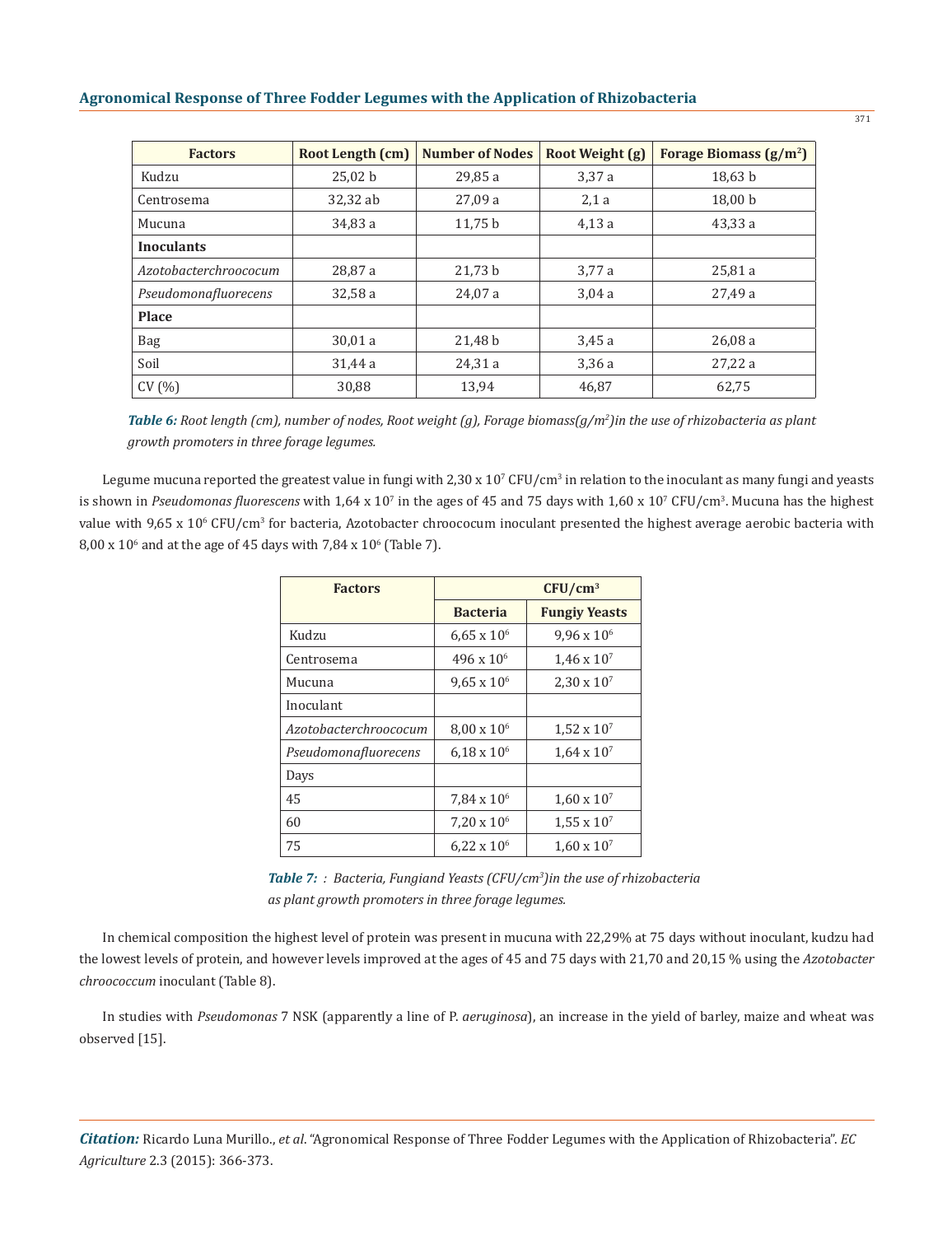| Factors | Root Length (cm) | Number of Nodes | Root Weight (g) | Forage Biomass (g/m$^2$) |
|---|---|---|---|---|
| Kudzu | 25,02 b | 29,85 a | 3,37 a | 18,63 b |
| Centrosema | 32,32 ab | 27,09 a | 2,1 a | 18,00 b |
| Mucuna | 34,83 a | 11,75 b | 4,13 a | 43,33 a |
| **Inoculants** | | | | |
| *Azotobacterchroococum* | 28,87 a | 21,73 b | 3,77 a | 25,81 a |
| *Pseudomonafluorecens* | 32,58 a | 24,07 a | 3,04 a | 27,49 a |
| **Place** | | | | |
| Bag | 30,01 a | 21,48 b | 3,45 a | 26,08 a |
| Soil | 31,44 a | 24,31 a | 3,36 a | 27,22 a |
| CV (%) | 30,88 | 13,94 | 46,87 | 62,75 |

***Table 6:*** *Root length (cm), number of nodes, Root weight (g), Forage biomass(g/m$^2$)in the use of rhizobacteria as plant growth promoters in three forage legumes.*

Legume mucuna reported the greatest value in fungi with 2,30 x $10^7$ CFU/cm$^3$ in relation to the inoculant as many fungi and yeasts is shown in *Pseudomonas fluorescens* with 1,64 x $10^7$ in the ages of 45 and 75 days with 1,60 x $10^7$ CFU/cm$^3$. Mucuna has the highest value with 9,65 x $10^6$ CFU/cm$^3$ for bacteria, Azotobacter chroococum inoculant presented the highest average aerobic bacteria with 8,00 x $10^6$ and at the age of 45 days with 7,84 x $10^6$ (Table 7).

| Factors | CFU/cm$^3$ | |
|---|---|---|
| | **Bacteria** | **Fungiy Yeasts** |
| Kudzu | 6,65 x $10^6$ | 9,96 x $10^6$ |
| Centrosema | 496 x $10^6$ | 1,46 x $10^7$ |
| Mucuna | 9,65 x $10^6$ | 2,30 x $10^7$ |
| Inoculant | | |
| *Azotobacterchroococum* | 8,00 x $10^6$ | 1,52 x $10^7$ |
| *Pseudomonafluorecens* | 6,18 x $10^6$ | 1,64 x $10^7$ |
| Days | | |
| 45 | 7,84 x $10^6$ | 1,60 x $10^7$ |
| 60 | 7,20 x $10^6$ | 1,55 x $10^7$ |
| 75 | 6,22 x $10^6$ | 1,60 x $10^7$ |

***Table 7:*** *: Bacteria, Fungiand Yeasts (CFU/cm$^3$)in the use of rhizobacteria as plant growth promoters in three forage legumes.*

In chemical composition the highest level of protein was present in mucuna with 22,29% at 75 days without inoculant, kudzu had the lowest levels of protein, and however levels improved at the ages of 45 and 75 days with 21,70 and 20,15 % using the *Azotobacter chroococcum* inoculant (Table 8).

In studies with *Pseudomonas* 7 NSK (apparently a line of P. *aeruginosa*), an increase in the yield of barley, maize and wheat was observed [15].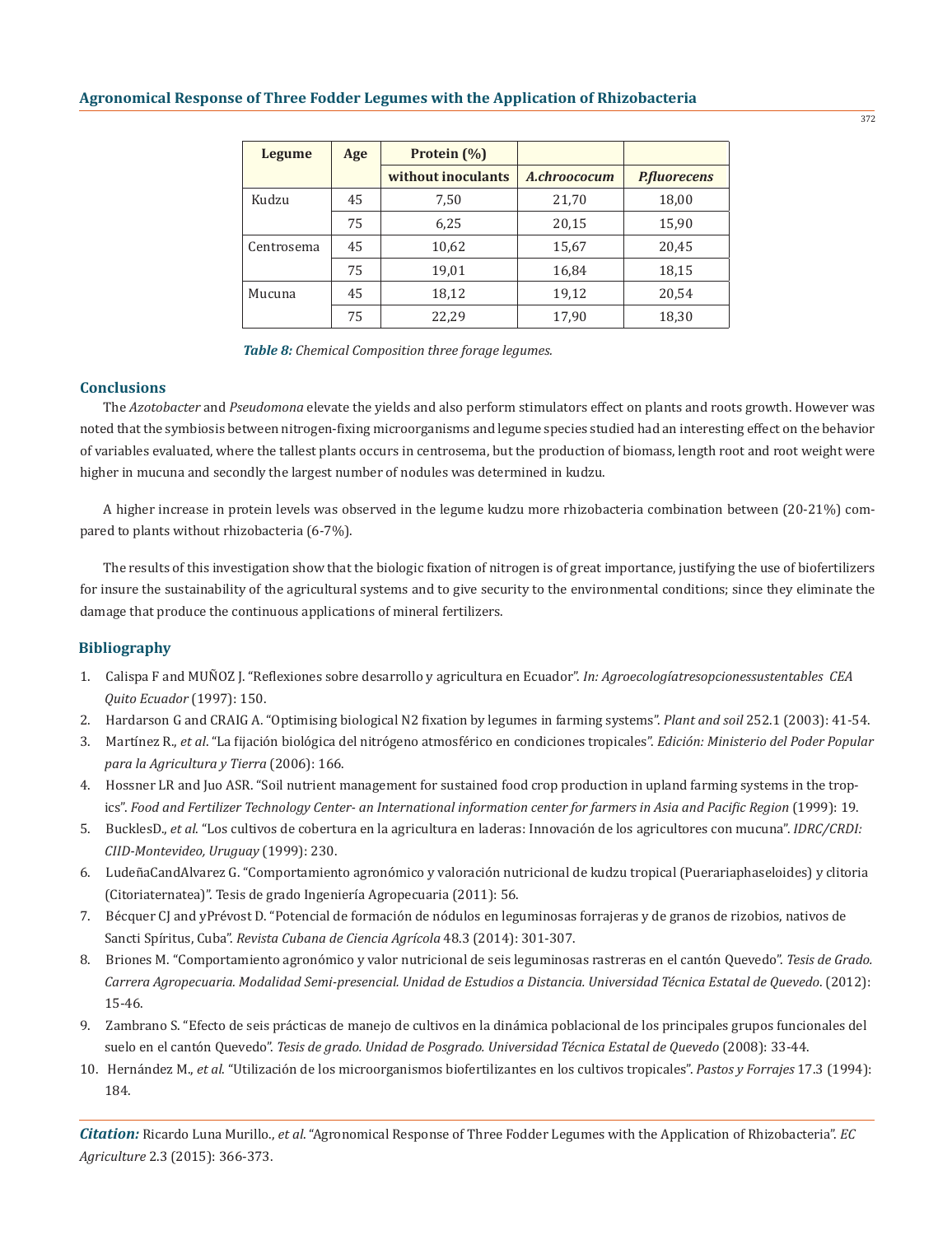| Legume | Age | Protein (%) | | |
|---|---|---|---|---|
| | | without inoculants | *A.chroococum* | *P.fluorecens* |
| Kudzu | 45 | 7,50 | 21,70 | 18,00 |
| | 75 | 6,25 | 20,15 | 15,90 |
| Centrosema | 45 | 10,62 | 15,67 | 20,45 |
| | 75 | 19,01 | 16,84 | 18,15 |
| Mucuna | 45 | 18,12 | 19,12 | 20,54 |
| | 75 | 22,29 | 17,90 | 18,30 |

***Table 8:*** *Chemical Composition three forage legumes.*

## Conclusions

The *Azotobacter* and *Pseudomona* elevate the yields and also perform stimulators effect on plants and roots growth. However was noted that the symbiosis between nitrogen-fixing microorganisms and legume species studied had an interesting effect on the behavior of variables evaluated, where the tallest plants occurs in centrosema, but the production of biomass, length root and root weight were higher in mucuna and secondly the largest number of nodules was determined in kudzu.

A higher increase in protein levels was observed in the legume kudzu more rhizobacteria combination between (20-21%) compared to plants without rhizobacteria (6-7%).

The results of this investigation show that the biologic fixation of nitrogen is of great importance, justifying the use of biofertilizers for insure the sustainability of the agricultural systems and to give security to the environmental conditions; since they eliminate the damage that produce the continuous applications of mineral fertilizers.

## Bibliography

1. Calispa F and MUÑOZ J. "Reflexiones sobre desarrollo y agricultura en Ecuador". *In: Agroecologíatresopcionessustentables CEA Quito Ecuador* (1997): 150.
2. Hardarson G and CRAIG A. "Optimising biological N2 fixation by legumes in farming systems". *Plant and soil* 252.1 (2003): 41-54.
3. Martínez R., *et al*. "La fijación biológica del nitrógeno atmosférico en condiciones tropicales". *Edición: Ministerio del Poder Popular para la Agricultura y Tierra* (2006): 166.
4. Hossner LR and Juo ASR. "Soil nutrient management for sustained food crop production in upland farming systems in the tropics". *Food and Fertilizer Technology Center- an International information center for farmers in Asia and Pacific Region* (1999): 19.
5. BucklesD., *et al*. "Los cultivos de cobertura en la agricultura en laderas: Innovación de los agricultores con mucuna". *IDRC/CRDI: CIID-Montevideo, Uruguay* (1999): 230.
6. LudeñaCandAlvarez G. "Comportamiento agronómico y valoración nutricional de kudzu tropical (Puerariaphaseloides) y clitoria (Citoriaternatea)". Tesis de grado Ingeniería Agropecuaria (2011): 56.
7. Bécquer CJ and yPrévost D. "Potencial de formación de nódulos en leguminosas forrajeras y de granos de rizobios, nativos de Sancti Spíritus, Cuba". *Revista Cubana de Ciencia Agrícola* 48.3 (2014): 301-307.
8. Briones M. "Comportamiento agronómico y valor nutricional de seis leguminosas rastreras en el cantón Quevedo". *Tesis de Grado. Carrera Agropecuaria. Modalidad Semi-presencial. Unidad de Estudios a Distancia. Universidad Técnica Estatal de Quevedo*. (2012): 15-46.
9. Zambrano S. "Efecto de seis prácticas de manejo de cultivos en la dinámica poblacional de los principales grupos funcionales del suelo en el cantón Quevedo". *Tesis de grado. Unidad de Posgrado. Universidad Técnica Estatal de Quevedo* (2008): 33-44.
10. Hernández M., *et al*. "Utilización de los microorganismos biofertilizantes en los cultivos tropicales". *Pastos y Forrajes* 17.3 (1994): 184.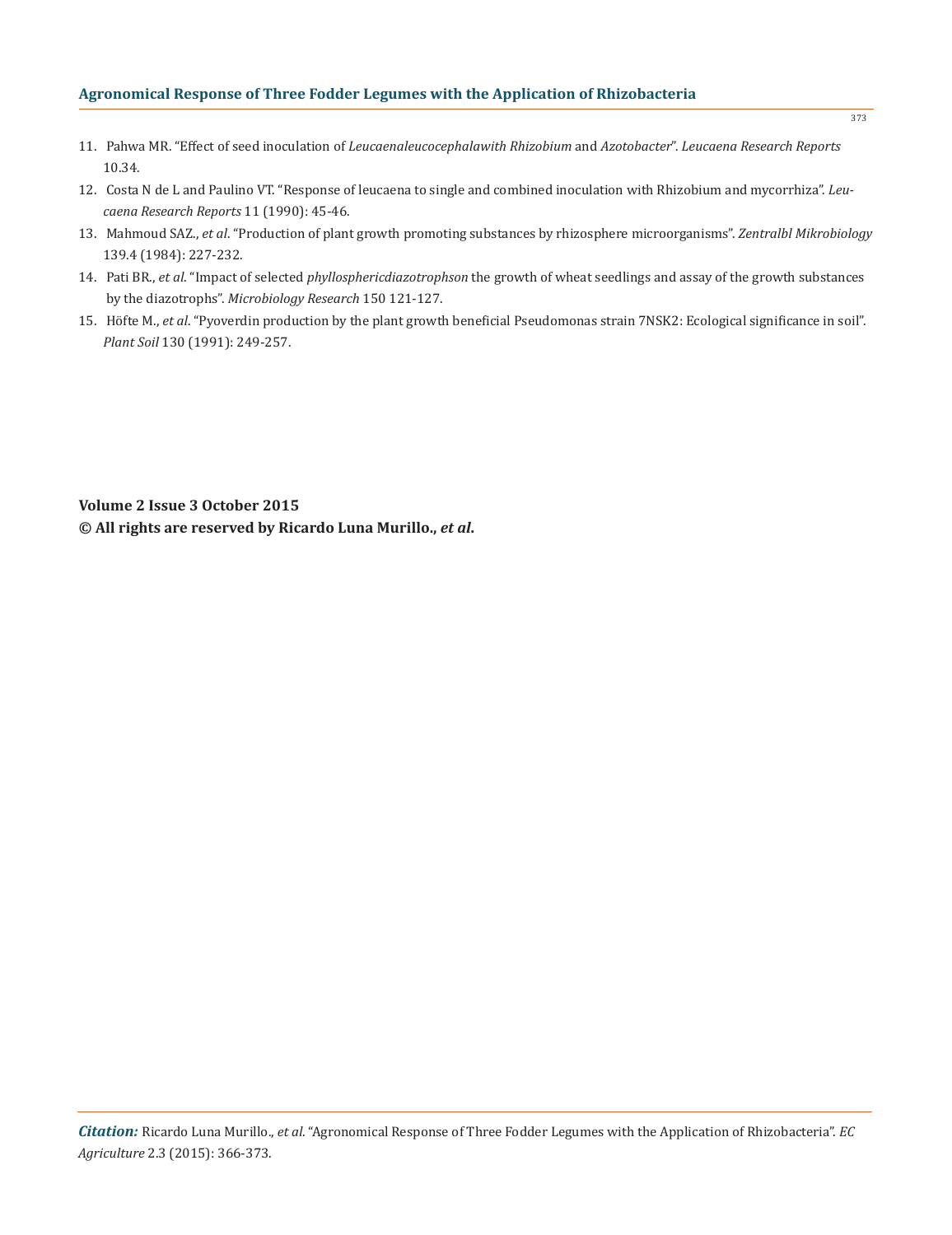11. Pahwa MR. "Effect of seed inoculation of *Leucaenaleucocephalawith Rhizobium* and *Azotobacter*". *Leucaena Research Reports* 10.34.
12. Costa N de L and Paulino VT. "Response of leucaena to single and combined inoculation with Rhizobium and mycorrhiza". *Leucaena Research Reports* 11 (1990): 45-46.
13. Mahmoud SAZ., *et al*. "Production of plant growth promoting substances by rhizosphere microorganisms". *Zentralbl Mikrobiology* 139.4 (1984): 227-232.
14. Pati BR., *et al*. "Impact of selected *phyllosphericdiazotrophson* the growth of wheat seedlings and assay of the growth substances by the diazotrophs". *Microbiology Research* 150 121-127.
15. Höfte M., *et al*. "Pyoverdin production by the plant growth beneficial Pseudomonas strain 7NSK2: Ecological significance in soil". *Plant Soil* 130 (1991): 249-257.

**Volume 2 Issue 3 October 2015**
**© All rights are reserved by Ricardo Luna Murillo., *et al*.**